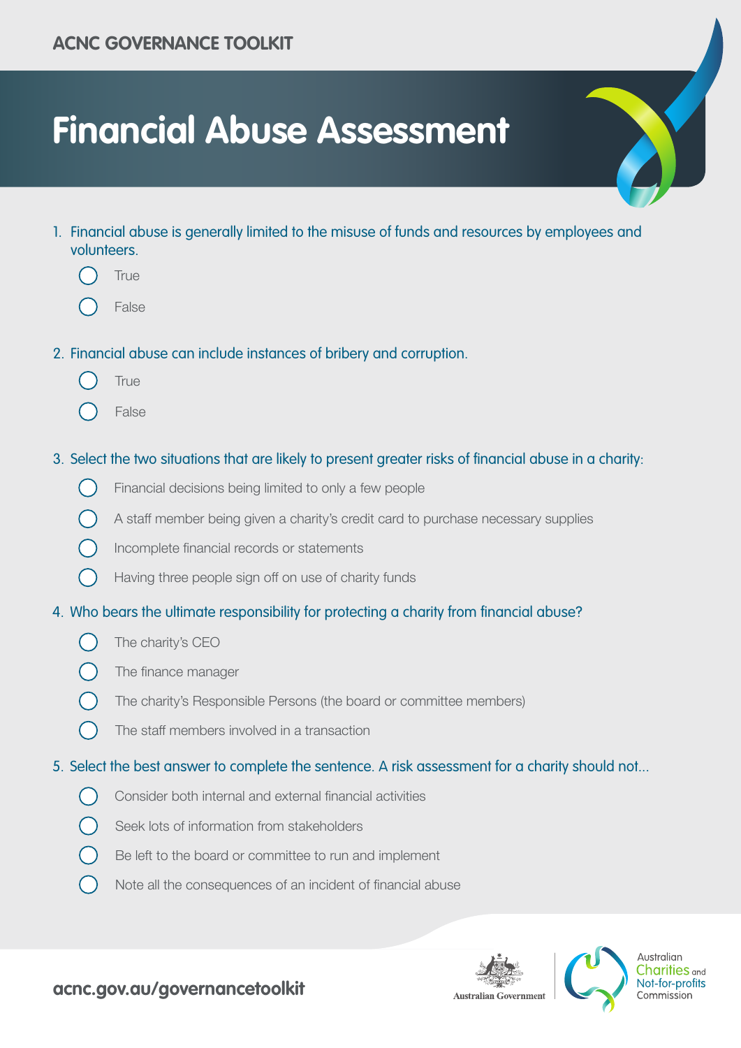ACNC GOVERNANCE TOOLKIT

# Financial Abuse Assessment

1. Financial abuse is generally limited to the misuse of funds and resources by employees and volunteers.
   - ◯ True
   - ◯ False

2. Financial abuse can include instances of bribery and corruption.
   - ◯ True
   - ◯ False

3. Select the two situations that are likely to present greater risks of financial abuse in a charity:
   - ◯ Financial decisions being limited to only a few people
   - ◯ A staff member being given a charity's credit card to purchase necessary supplies
   - ◯ Incomplete financial records or statements
   - ◯ Having three people sign off on use of charity funds

4. Who bears the ultimate responsibility for protecting a charity from financial abuse?
   - ◯ The charity's CEO
   - ◯ The finance manager
   - ◯ The charity's Responsible Persons (the board or committee members)
   - ◯ The staff members involved in a transaction

5. Select the best answer to complete the sentence. A risk assessment for a charity should not...
   - ◯ Consider both internal and external financial activities
   - ◯ Seek lots of information from stakeholders
   - ◯ Be left to the board or committee to run and implement
   - ◯ Note all the consequences of an incident of financial abuse

acnc.gov.au/governancetoolkit

Australian Government | Australian Charities and Not-for-profits Commission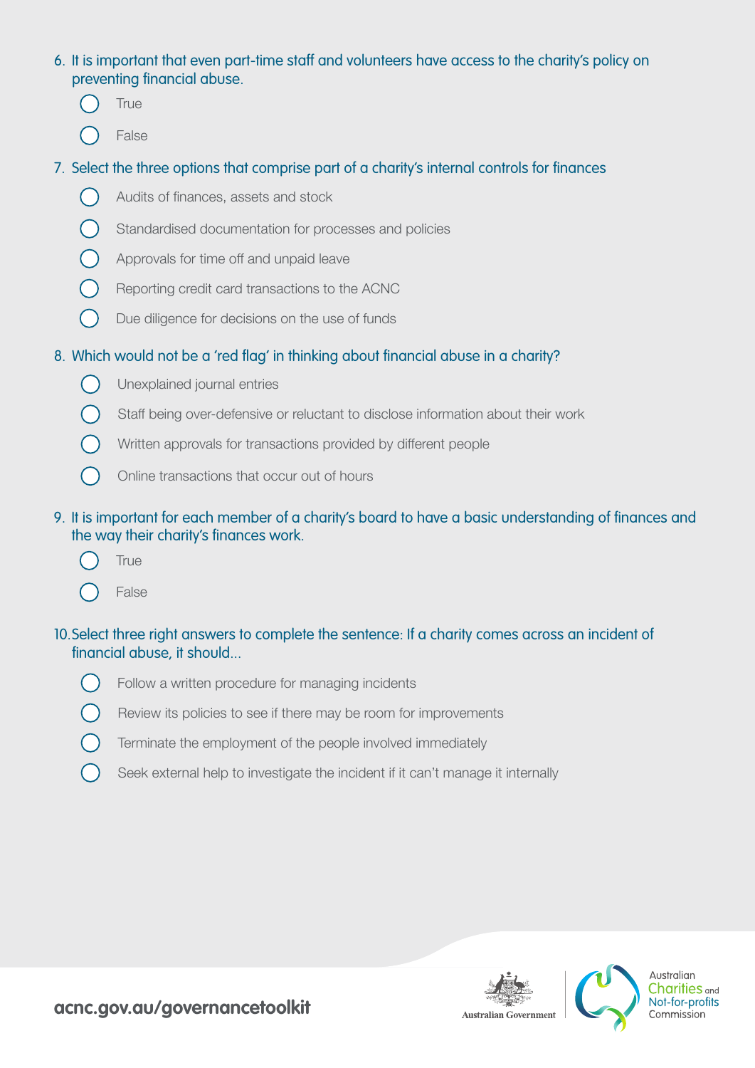6. It is important that even part-time staff and volunteers have access to the charity's policy on preventing financial abuse.
   - ◯ True
   - ◯ False

7. Select the three options that comprise part of a charity's internal controls for finances
   - ◯ Audits of finances, assets and stock
   - ◯ Standardised documentation for processes and policies
   - ◯ Approvals for time off and unpaid leave
   - ◯ Reporting credit card transactions to the ACNC
   - ◯ Due diligence for decisions on the use of funds

8. Which would not be a 'red flag' in thinking about financial abuse in a charity?
   - ◯ Unexplained journal entries
   - ◯ Staff being over-defensive or reluctant to disclose information about their work
   - ◯ Written approvals for transactions provided by different people
   - ◯ Online transactions that occur out of hours

9. It is important for each member of a charity's board to have a basic understanding of finances and the way their charity's finances work.
   - ◯ True
   - ◯ False

10. Select three right answers to complete the sentence: If a charity comes across an incident of financial abuse, it should...
    - ◯ Follow a written procedure for managing incidents
    - ◯ Review its policies to see if there may be room for improvements
    - ◯ Terminate the employment of the people involved immediately
    - ◯ Seek external help to investigate the incident if it can't manage it internally

**acnc.gov.au/governancetoolkit**

Australian Government

Australian Charities and Not-for-profits Commission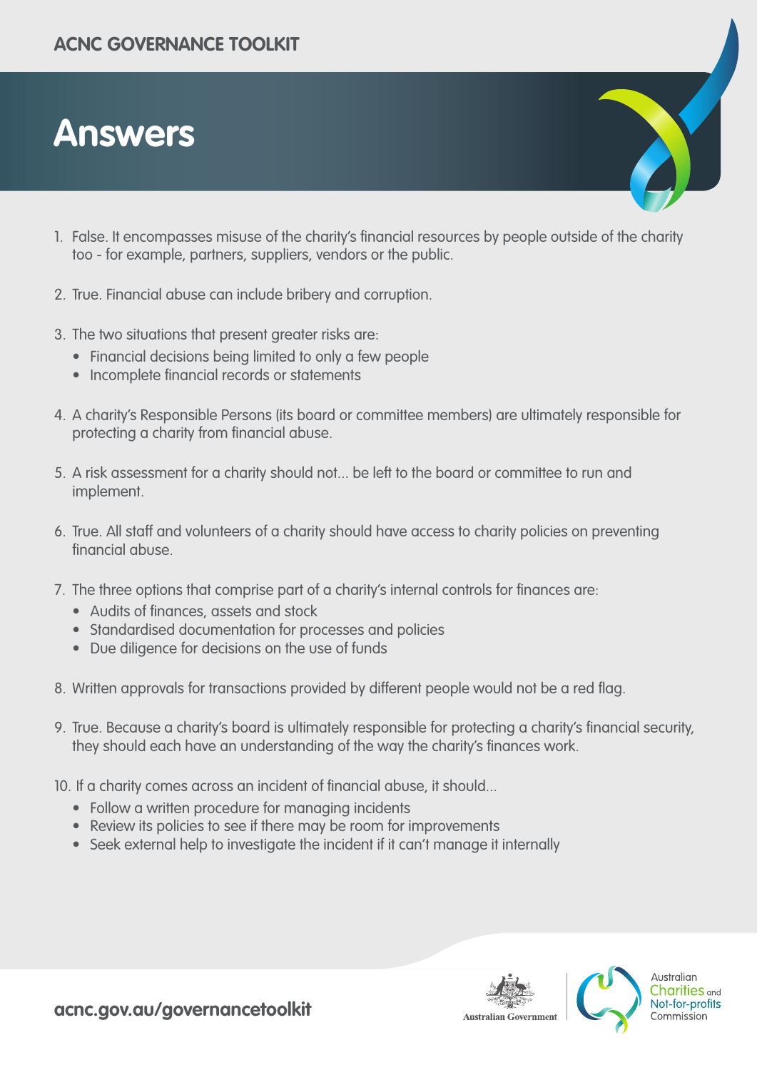# Answers

1. False. It encompasses misuse of the charity's financial resources by people outside of the charity too - for example, partners, suppliers, vendors or the public.

2. True. Financial abuse can include bribery and corruption.

3. The two situations that present greater risks are:
   - Financial decisions being limited to only a few people
   - Incomplete financial records or statements

4. A charity's Responsible Persons (its board or committee members) are ultimately responsible for protecting a charity from financial abuse.

5. A risk assessment for a charity should not... be left to the board or committee to run and implement.

6. True. All staff and volunteers of a charity should have access to charity policies on preventing financial abuse.

7. The three options that comprise part of a charity's internal controls for finances are:
   - Audits of finances, assets and stock
   - Standardised documentation for processes and policies
   - Due diligence for decisions on the use of funds

8. Written approvals for transactions provided by different people would not be a red flag.

9. True. Because a charity's board is ultimately responsible for protecting a charity's financial security, they should each have an understanding of the way the charity's finances work.

10. If a charity comes across an incident of financial abuse, it should...
    - Follow a written procedure for managing incidents
    - Review its policies to see if there may be room for improvements
    - Seek external help to investigate the incident if it can't manage it internally